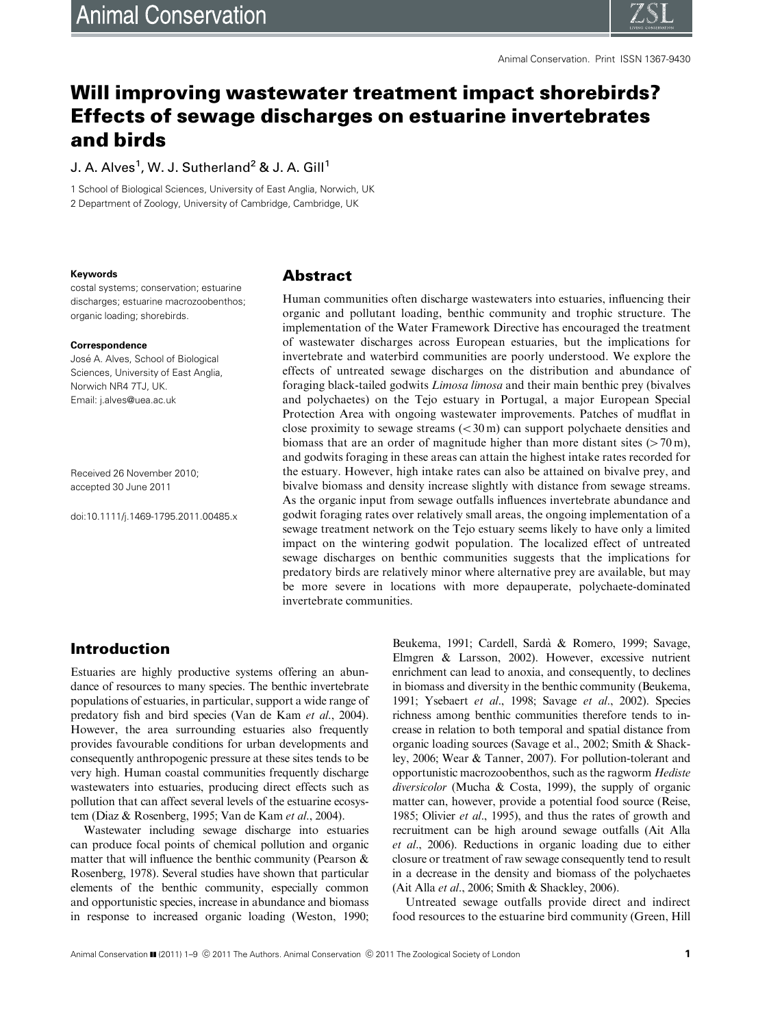# Will improving wastewater treatment impact shorebirds? Effects of sewage discharges on estuarine invertebrates and birds

J. A. Alves[1], W. J. Sutherland[2] & J. A. Gill[1]

1 School of Biological Sciences, University of East Anglia, Norwich, UK
2 Department of Zoology, University of Cambridge, Cambridge, UK

**Keywords**
costal systems; conservation; estuarine discharges; estuarine macrozoobenthos; organic loading; shorebirds.

**Correspondence**
José A. Alves, School of Biological Sciences, University of East Anglia, Norwich NR4 7TJ, UK.
Email: j.alves@uea.ac.uk

Received 26 November 2010; accepted 30 June 2011

doi:10.1111/j.1469-1795.2011.00485.x

## Abstract

Human communities often discharge wastewaters into estuaries, influencing their organic and pollutant loading, benthic community and trophic structure. The implementation of the Water Framework Directive has encouraged the treatment of wastewater discharges across European estuaries, but the implications for invertebrate and waterbird communities are poorly understood. We explore the effects of untreated sewage discharges on the distribution and abundance of foraging black-tailed godwits *Limosa limosa* and their main benthic prey (bivalves and polychaetes) on the Tejo estuary in Portugal, a major European Special Protection Area with ongoing wastewater improvements. Patches of mudflat in close proximity to sewage streams (<30 m) can support polychaete densities and biomass that are an order of magnitude higher than more distant sites (>70 m), and godwits foraging in these areas can attain the highest intake rates recorded for the estuary. However, high intake rates can also be attained on bivalve prey, and bivalve biomass and density increase slightly with distance from sewage streams. As the organic input from sewage outfalls influences invertebrate abundance and godwit foraging rates over relatively small areas, the ongoing implementation of a sewage treatment network on the Tejo estuary seems likely to have only a limited impact on the wintering godwit population. The localized effect of untreated sewage discharges on benthic communities suggests that the implications for predatory birds are relatively minor where alternative prey are available, but may be more severe in locations with more depauperate, polychaete-dominated invertebrate communities.

## Introduction

Estuaries are highly productive systems offering an abundance of resources to many species. The benthic invertebrate populations of estuaries, in particular, support a wide range of predatory fish and bird species (Van de Kam *et al*., 2004). However, the area surrounding estuaries also frequently provides favourable conditions for urban developments and consequently anthropogenic pressure at these sites tends to be very high. Human coastal communities frequently discharge wastewaters into estuaries, producing direct effects such as pollution that can affect several levels of the estuarine ecosystem (Diaz & Rosenberg, 1995; Van de Kam *et al*., 2004).

Wastewater including sewage discharge into estuaries can produce focal points of chemical pollution and organic matter that will influence the benthic community (Pearson & Rosenberg, 1978). Several studies have shown that particular elements of the benthic community, especially common and opportunistic species, increase in abundance and biomass in response to increased organic loading (Weston, 1990; Beukema, 1991; Cardell, Sardà & Romero, 1999; Savage, Elmgren & Larsson, 2002). However, excessive nutrient enrichment can lead to anoxia, and consequently, to declines in biomass and diversity in the benthic community (Beukema, 1991; Ysebaert *et al*., 1998; Savage *et al*., 2002). Species richness among benthic communities therefore tends to increase in relation to both temporal and spatial distance from organic loading sources (Savage et al., 2002; Smith & Shackley, 2006; Wear & Tanner, 2007). For pollution-tolerant and opportunistic macrozoobenthos, such as the ragworm *Hediste diversicolor* (Mucha & Costa, 1999), the supply of organic matter can, however, provide a potential food source (Reise, 1985; Olivier *et al*., 1995), and thus the rates of growth and recruitment can be high around sewage outfalls (Ait Alla *et al*., 2006). Reductions in organic loading due to either closure or treatment of raw sewage consequently tend to result in a decrease in the density and biomass of the polychaetes (Ait Alla *et al*., 2006; Smith & Shackley, 2006).

Untreated sewage outfalls provide direct and indirect food resources to the estuarine bird community (Green, Hill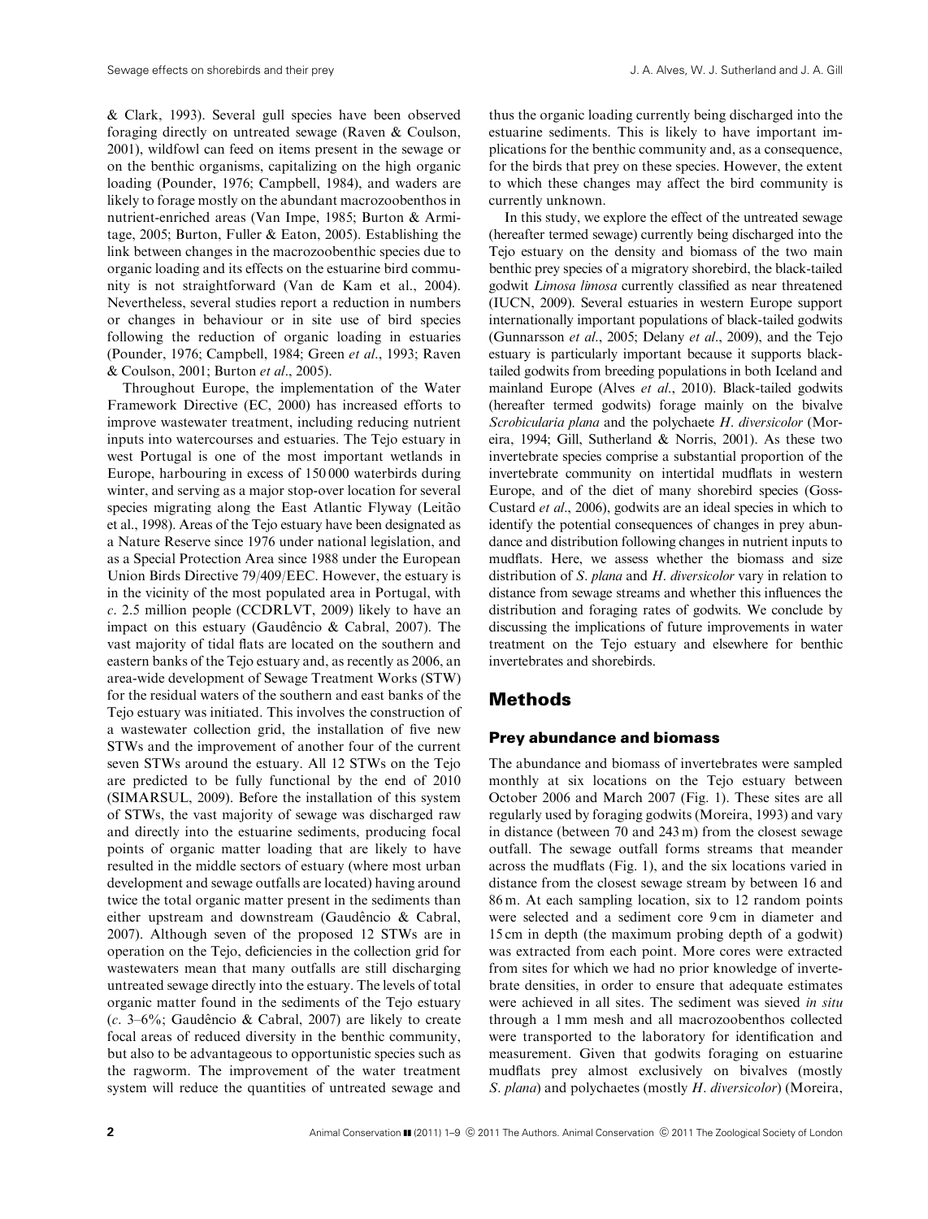& Clark, 1993). Several gull species have been observed foraging directly on untreated sewage (Raven & Coulson, 2001), wildfowl can feed on items present in the sewage or on the benthic organisms, capitalizing on the high organic loading (Pounder, 1976; Campbell, 1984), and waders are likely to forage mostly on the abundant macrozoobenthos in nutrient-enriched areas (Van Impe, 1985; Burton & Armitage, 2005; Burton, Fuller & Eaton, 2005). Establishing the link between changes in the macrozoobenthic species due to organic loading and its effects on the estuarine bird community is not straightforward (Van de Kam et al., 2004). Nevertheless, several studies report a reduction in numbers or changes in behaviour or in site use of bird species following the reduction of organic loading in estuaries (Pounder, 1976; Campbell, 1984; Green *et al*., 1993; Raven & Coulson, 2001; Burton *et al*., 2005).

Throughout Europe, the implementation of the Water Framework Directive (EC, 2000) has increased efforts to improve wastewater treatment, including reducing nutrient inputs into watercourses and estuaries. The Tejo estuary in west Portugal is one of the most important wetlands in Europe, harbouring in excess of 150 000 waterbirds during winter, and serving as a major stop-over location for several species migrating along the East Atlantic Flyway (Leitão et al., 1998). Areas of the Tejo estuary have been designated as a Nature Reserve since 1976 under national legislation, and as a Special Protection Area since 1988 under the European Union Birds Directive 79/409/EEC. However, the estuary is in the vicinity of the most populated area in Portugal, with *c*. 2.5 million people (CCDRLVT, 2009) likely to have an impact on this estuary (Gaudêncio & Cabral, 2007). The vast majority of tidal flats are located on the southern and eastern banks of the Tejo estuary and, as recently as 2006, an area-wide development of Sewage Treatment Works (STW) for the residual waters of the southern and east banks of the Tejo estuary was initiated. This involves the construction of a wastewater collection grid, the installation of five new STWs and the improvement of another four of the current seven STWs around the estuary. All 12 STWs on the Tejo are predicted to be fully functional by the end of 2010 (SIMARSUL, 2009). Before the installation of this system of STWs, the vast majority of sewage was discharged raw and directly into the estuarine sediments, producing focal points of organic matter loading that are likely to have resulted in the middle sectors of estuary (where most urban development and sewage outfalls are located) having around twice the total organic matter present in the sediments than either upstream and downstream (Gaudêncio & Cabral, 2007). Although seven of the proposed 12 STWs are in operation on the Tejo, deficiencies in the collection grid for wastewaters mean that many outfalls are still discharging untreated sewage directly into the estuary. The levels of total organic matter found in the sediments of the Tejo estuary (*c*. 3–6%; Gaudêncio & Cabral, 2007) are likely to create focal areas of reduced diversity in the benthic community, but also to be advantageous to opportunistic species such as the ragworm. The improvement of the water treatment system will reduce the quantities of untreated sewage and thus the organic loading currently being discharged into the estuarine sediments. This is likely to have important implications for the benthic community and, as a consequence, for the birds that prey on these species. However, the extent to which these changes may affect the bird community is currently unknown.

In this study, we explore the effect of the untreated sewage (hereafter termed sewage) currently being discharged into the Tejo estuary on the density and biomass of the two main benthic prey species of a migratory shorebird, the black-tailed godwit *Limosa limosa* currently classified as near threatened (IUCN, 2009). Several estuaries in western Europe support internationally important populations of black-tailed godwits (Gunnarsson *et al*., 2005; Delany *et al*., 2009), and the Tejo estuary is particularly important because it supports black-tailed godwits from breeding populations in both Iceland and mainland Europe (Alves *et al*., 2010). Black-tailed godwits (hereafter termed godwits) forage mainly on the bivalve *Scrobicularia plana* and the polychaete *H. diversicolor* (Moreira, 1994; Gill, Sutherland & Norris, 2001). As these two invertebrate species comprise a substantial proportion of the invertebrate community on intertidal mudflats in western Europe, and of the diet of many shorebird species (Goss-Custard *et al*., 2006), godwits are an ideal species in which to identify the potential consequences of changes in prey abundance and distribution following changes in nutrient inputs to mudflats. Here, we assess whether the biomass and size distribution of *S. plana* and *H. diversicolor* vary in relation to distance from sewage streams and whether this influences the distribution and foraging rates of godwits. We conclude by discussing the implications of future improvements in water treatment on the Tejo estuary and elsewhere for benthic invertebrates and shorebirds.

## Methods

### Prey abundance and biomass

The abundance and biomass of invertebrates were sampled monthly at six locations on the Tejo estuary between October 2006 and March 2007 (Fig. 1). These sites are all regularly used by foraging godwits (Moreira, 1993) and vary in distance (between 70 and 243 m) from the closest sewage outfall. The sewage outfall forms streams that meander across the mudflats (Fig. 1), and the six locations varied in distance from the closest sewage stream by between 16 and 86 m. At each sampling location, six to 12 random points were selected and a sediment core 9 cm in diameter and 15 cm in depth (the maximum probing depth of a godwit) was extracted from each point. More cores were extracted from sites for which we had no prior knowledge of invertebrate densities, in order to ensure that adequate estimates were achieved in all sites. The sediment was sieved *in situ* through a 1 mm mesh and all macrozoobenthos collected were transported to the laboratory for identification and measurement. Given that godwits foraging on estuarine mudflats prey almost exclusively on bivalves (mostly *S. plana*) and polychaetes (mostly *H. diversicolor*) (Moreira,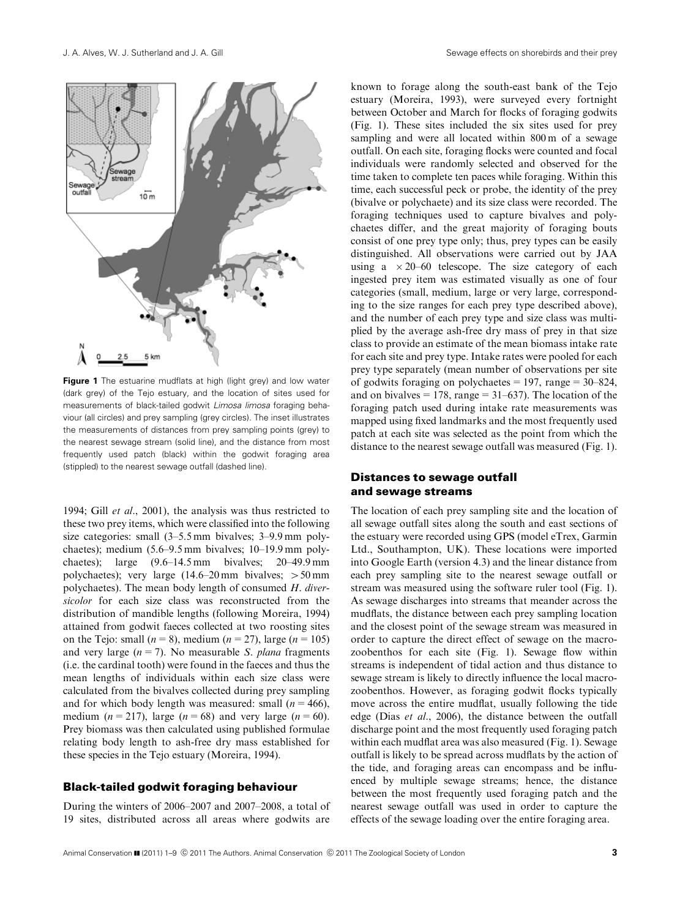Figure 1 The estuarine mudflats at high (light grey) and low water (dark grey) of the Tejo estuary, and the location of sites used for measurements of black-tailed godwit *Limosa limosa* foraging behaviour (all circles) and prey sampling (grey circles). The inset illustrates the measurements of distances from prey sampling points (grey) to the nearest sewage stream (solid line), and the distance from most frequently used patch (black) within the godwit foraging area (stippled) to the nearest sewage outfall (dashed line).

1994; Gill *et al.*, 2001), the analysis was thus restricted to these two prey items, which were classified into the following size categories: small (3–5.5 mm bivalves; 3–9.9 mm polychaetes); medium (5.6–9.5 mm bivalves; 10–19.9 mm polychaetes); large (9.6–14.5 mm bivalves; 20–49.9 mm polychaetes); very large (14.6–20 mm bivalves; >50 mm polychaetes). The mean body length of consumed *H. diversicolor* for each size class was reconstructed from the distribution of mandible lengths (following Moreira, 1994) attained from godwit faeces collected at two roosting sites on the Tejo: small ($n = 8$), medium ($n = 27$), large ($n = 105$) and very large ($n = 7$). No measurable *S. plana* fragments (i.e. the cardinal tooth) were found in the faeces and thus the mean lengths of individuals within each size class were calculated from the bivalves collected during prey sampling and for which body length was measured: small ($n = 466$), medium ($n = 217$), large ($n = 68$) and very large ($n = 60$). Prey biomass was then calculated using published formulae relating body length to ash-free dry mass established for these species in the Tejo estuary (Moreira, 1994).

## Black-tailed godwit foraging behaviour

During the winters of 2006–2007 and 2007–2008, a total of 19 sites, distributed across all areas where godwits are known to forage along the south-east bank of the Tejo estuary (Moreira, 1993), were surveyed every fortnight between October and March for flocks of foraging godwits (Fig. 1). These sites included the six sites used for prey sampling and were all located within 800 m of a sewage outfall. On each site, foraging flocks were counted and focal individuals were randomly selected and observed for the time taken to complete ten paces while foraging. Within this time, each successful peck or probe, the identity of the prey (bivalve or polychaete) and its size class were recorded. The foraging techniques used to capture bivalves and polychaetes differ, and the great majority of foraging bouts consist of one prey type only; thus, prey types can be easily distinguished. All observations were carried out by JAA using a $\times 20$–60 telescope. The size category of each ingested prey item was estimated visually as one of four categories (small, medium, large or very large, corresponding to the size ranges for each prey type described above), and the number of each prey type and size class was multiplied by the average ash-free dry mass of prey in that size class to provide an estimate of the mean biomass intake rate for each site and prey type. Intake rates were pooled for each prey type separately (mean number of observations per site of godwits foraging on polychaetes = 197, range = 30–824, and on bivalves = 178, range = 31–637). The location of the foraging patch used during intake rate measurements was mapped using fixed landmarks and the most frequently used patch at each site was selected as the point from which the distance to the nearest sewage outfall was measured (Fig. 1).

## Distances to sewage outfall and sewage streams

The location of each prey sampling site and the location of all sewage outfall sites along the south and east sections of the estuary were recorded using GPS (model eTrex, Garmin Ltd., Southampton, UK). These locations were imported into Google Earth (version 4.3) and the linear distance from each prey sampling site to the nearest sewage outfall or stream was measured using the software ruler tool (Fig. 1). As sewage discharges into streams that meander across the mudflats, the distance between each prey sampling location and the closest point of the sewage stream was measured in order to capture the direct effect of sewage on the macrozoobenthos for each site (Fig. 1). Sewage flow within streams is independent of tidal action and thus distance to sewage stream is likely to directly influence the local macrozoobenthos. However, as foraging godwit flocks typically move across the entire mudflat, usually following the tide edge (Dias *et al.*, 2006), the distance between the outfall discharge point and the most frequently used foraging patch within each mudflat area was also measured (Fig. 1). Sewage outfall is likely to be spread across mudflats by the action of the tide, and foraging areas can encompass and be influenced by multiple sewage streams; hence, the distance between the most frequently used foraging patch and the nearest sewage outfall was used in order to capture the effects of the sewage loading over the entire foraging area.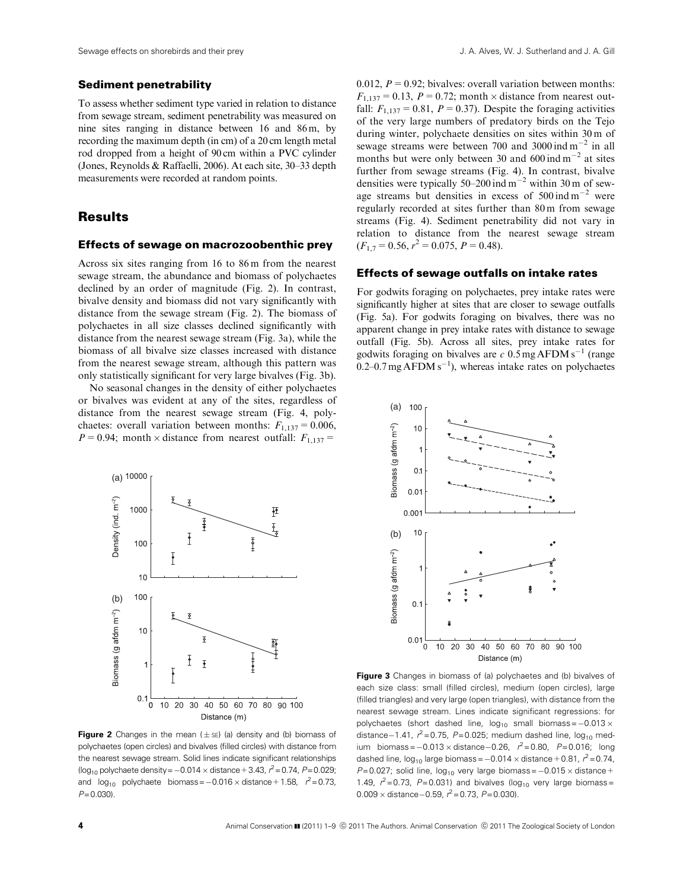### Sediment penetrability

To assess whether sediment type varied in relation to distance from sewage stream, sediment penetrability was measured on nine sites ranging in distance between 16 and 86 m, by recording the maximum depth (in cm) of a 20 cm length metal rod dropped from a height of 90 cm within a PVC cylinder (Jones, Reynolds & Raffaelli, 2006). At each site, 30–33 depth measurements were recorded at random points.

## Results

### Effects of sewage on macrozoobenthic prey

Across six sites ranging from 16 to 86 m from the nearest sewage stream, the abundance and biomass of polychaetes declined by an order of magnitude (Fig. 2). In contrast, bivalve density and biomass did not vary significantly with distance from the sewage stream (Fig. 2). The biomass of polychaetes in all size classes declined significantly with distance from the nearest sewage stream (Fig. 3a), while the biomass of all bivalve size classes increased with distance from the nearest sewage stream, although this pattern was only statistically significant for very large bivalves (Fig. 3b).

No seasonal changes in the density of either polychaetes or bivalves was evident at any of the sites, regardless of distance from the nearest sewage stream (Fig. 4, polychaetes: overall variation between months: $F_{1,137} = 0.006$, $P = 0.94$; month × distance from nearest outfall: $F_{1,137} = 0.012$, $P = 0.92$; bivalves: overall variation between months: $F_{1,137} = 0.13$, $P = 0.72$; month × distance from nearest outfall: $F_{1,137} = 0.81$, $P = 0.37$). Despite the foraging activities of the very large numbers of predatory birds on the Tejo during winter, polychaete densities on sites within 30 m of sewage streams were between 700 and 3000 ind m$^{-2}$ in all months but were only between 30 and 600 ind m$^{-2}$ at sites further from sewage streams (Fig. 4). In contrast, bivalve densities were typically 50–200 ind m$^{-2}$ within 30 m of sewage streams but densities in excess of 500 ind m$^{-2}$ were regularly recorded at sites further than 80 m from sewage streams (Fig. 4). Sediment penetrability did not vary in relation to distance from the nearest sewage stream ($F_{1,7} = 0.56$, $r^2 = 0.075$, $P = 0.48$).

### Effects of sewage outfalls on intake rates

For godwits foraging on polychaetes, prey intake rates were significantly higher at sites that are closer to sewage outfalls (Fig. 5a). For godwits foraging on bivalves, there was no apparent change in prey intake rates with distance to sewage outfall (Fig. 5b). Across all sites, prey intake rates for godwits foraging on bivalves are *c* 0.5 mg AFDM s$^{-1}$ (range 0.2–0.7 mg AFDM s$^{-1}$), whereas intake rates on polychaetes

**Figure 2** Changes in the mean (± SE) (a) density and (b) biomass of polychaetes (open circles) and bivalves (filled circles) with distance from the nearest sewage stream. Solid lines indicate significant relationships ($\log_{10}$ polychaete density = $-0.014 \times$ distance + 3.43, $r^2 = 0.74$, $P = 0.029$; and $\log_{10}$ polychaete biomass = $-0.016 \times$ distance + 1.58, $r^2 = 0.73$, $P = 0.030$).

**Figure 3** Changes in biomass of (a) polychaetes and (b) bivalves of each size class: small (filled circles), medium (open circles), large (filled triangles) and very large (open triangles), with distance from the nearest sewage stream. Lines indicate significant regressions: for polychaetes (short dashed line, $\log_{10}$ small biomass = $-0.013 \times$ distance $-1.41$, $r^2 = 0.75$, $P = 0.025$; medium dashed line, $\log_{10}$ medium biomass = $-0.013 \times$ distance $-0.26$, $r^2 = 0.80$, $P = 0.016$; long dashed line, $\log_{10}$ large biomass = $-0.014 \times$ distance + 0.81, $r^2 = 0.74$, $P = 0.027$; solid line, $\log_{10}$ very large biomass = $-0.015 \times$ distance + 1.49, $r^2 = 0.73$, $P = 0.031$) and bivalves ($\log_{10}$ very large biomass = $0.009 \times$ distance $-0.59$, $r^2 = 0.73$, $P = 0.030$).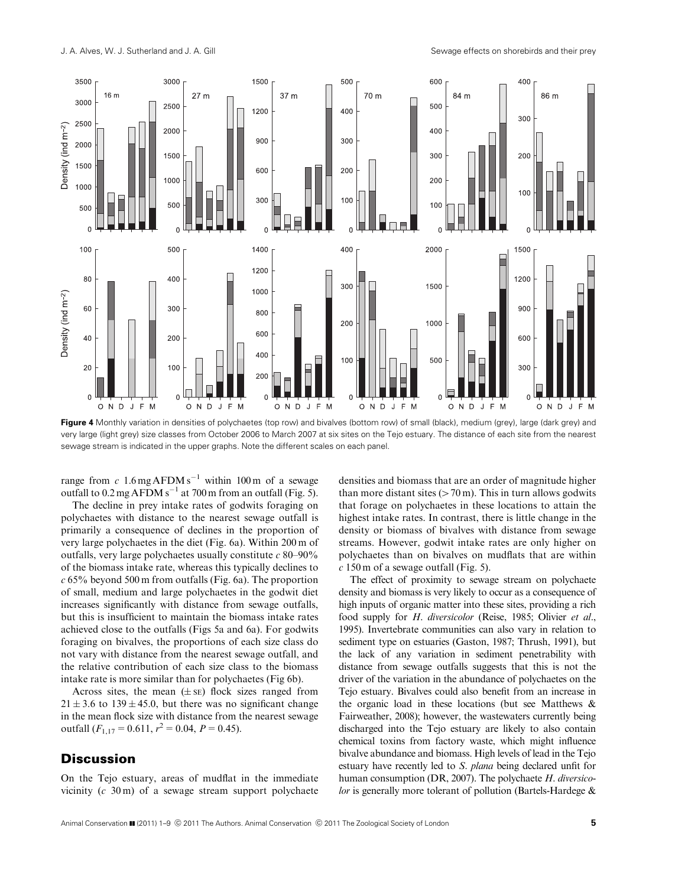Figure 4 Monthly variation in densities of polychaetes (top row) and bivalves (bottom row) of small (black), medium (grey), large (dark grey) and very large (light grey) size classes from October 2006 to March 2007 at six sites on the Tejo estuary. The distance of each site from the nearest sewage stream is indicated in the upper graphs. Note the different scales on each panel.

range from *c* 1.6 mg AFDM $s^{-1}$ within 100 m of a sewage outfall to 0.2 mg AFDM $s^{-1}$ at 700 m from an outfall (Fig. 5).

The decline in prey intake rates of godwits foraging on polychaetes with distance to the nearest sewage outfall is primarily a consequence of declines in the proportion of very large polychaetes in the diet (Fig. 6a). Within 200 m of outfalls, very large polychaetes usually constitute *c* 80–90% of the biomass intake rate, whereas this typically declines to *c* 65% beyond 500 m from outfalls (Fig. 6a). The proportion of small, medium and large polychaetes in the godwit diet increases significantly with distance from sewage outfalls, but this is insufficient to maintain the biomass intake rates achieved close to the outfalls (Figs 5a and 6a). For godwits foraging on bivalves, the proportions of each size class do not vary with distance from the nearest sewage outfall, and the relative contribution of each size class to the biomass intake rate is more similar than for polychaetes (Fig 6b).

Across sites, the mean (± SE) flock sizes ranged from 21 ± 3.6 to 139 ± 45.0, but there was no significant change in the mean flock size with distance from the nearest sewage outfall ($F_{1,17} = 0.611$, $r^2 = 0.04$, $P = 0.45$).

## Discussion

On the Tejo estuary, areas of mudflat in the immediate vicinity (*c* 30 m) of a sewage stream support polychaete densities and biomass that are an order of magnitude higher than more distant sites (> 70 m). This in turn allows godwits that forage on polychaetes in these locations to attain the highest intake rates. In contrast, there is little change in the density or biomass of bivalves with distance from sewage streams. However, godwit intake rates are only higher on polychaetes than on bivalves on mudflats that are within *c* 150 m of a sewage outfall (Fig. 5).

The effect of proximity to sewage stream on polychaete density and biomass is very likely to occur as a consequence of high inputs of organic matter into these sites, providing a rich food supply for *H. diversicolor* (Reise, 1985; Olivier *et al*., 1995). Invertebrate communities can also vary in relation to sediment type on estuaries (Gaston, 1987; Thrush, 1991), but the lack of any variation in sediment penetrability with distance from sewage outfalls suggests that this is not the driver of the variation in the abundance of polychaetes on the Tejo estuary. Bivalves could also benefit from an increase in the organic load in these locations (but see Matthews & Fairweather, 2008); however, the wastewaters currently being discharged into the Tejo estuary are likely to also contain chemical toxins from factory waste, which might influence bivalve abundance and biomass. High levels of lead in the Tejo estuary have recently led to *S. plana* being declared unfit for human consumption (DR, 2007). The polychaete *H. diversicolor* is generally more tolerant of pollution (Bartels-Hardege &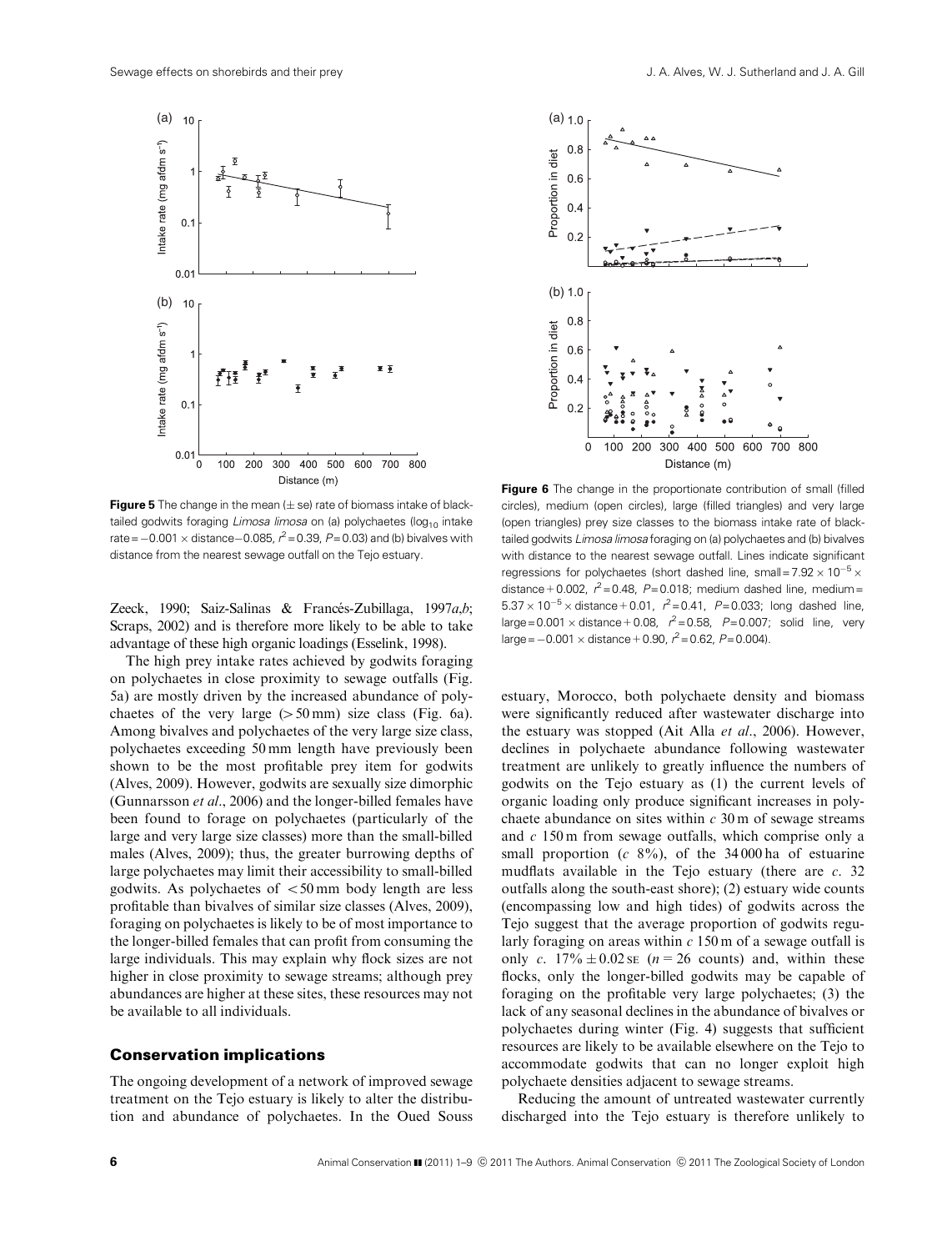**Figure 5** The change in the mean (± se) rate of biomass intake of black-tailed godwits foraging *Limosa limosa* on (a) polychaetes ($\log_{10}$ intake rate $= -0.001 \times$ distance$-0.085$, $r^2 = 0.39$, $P = 0.03$) and (b) bivalves with distance from the nearest sewage outfall on the Tejo estuary.

**Figure 6** The change in the proportionate contribution of small (filled circles), medium (open circles), large (filled triangles) and very large (open triangles) prey size classes to the biomass intake rate of black-tailed godwits *Limosa limosa* foraging on (a) polychaetes and (b) bivalves with distance to the nearest sewage outfall. Lines indicate significant regressions for polychaetes (short dashed line, small $= 7.92 \times 10^{-5} \times$ distance $+ 0.002$, $r^2 = 0.48$, $P = 0.018$; medium dashed line, medium $= 5.37 \times 10^{-5} \times$ distance $+ 0.01$, $r^2 = 0.41$, $P = 0.033$; long dashed line, large $= 0.001 \times$ distance $+ 0.08$, $r^2 = 0.58$, $P = 0.007$; solid line, very large $= -0.001 \times$ distance $+ 0.90$, $r^2 = 0.62$, $P = 0.004$).

Zeeck, 1990; Saiz-Salinas & Francés-Zubillaga, 1997*a*,*b*; Scraps, 2002) and is therefore more likely to be able to take advantage of these high organic loadings (Esselink, 1998).

The high prey intake rates achieved by godwits foraging on polychaetes in close proximity to sewage outfalls (Fig. 5a) are mostly driven by the increased abundance of polychaetes of the very large (> 50 mm) size class (Fig. 6a). Among bivalves and polychaetes of the very large size class, polychaetes exceeding 50 mm length have previously been shown to be the most profitable prey item for godwits (Alves, 2009). However, godwits are sexually size dimorphic (Gunnarsson *et al*., 2006) and the longer-billed females have been found to forage on polychaetes (particularly of the large and very large size classes) more than the small-billed males (Alves, 2009); thus, the greater burrowing depths of large polychaetes may limit their accessibility to small-billed godwits. As polychaetes of < 50 mm body length are less profitable than bivalves of similar size classes (Alves, 2009), foraging on polychaetes is likely to be of most importance to the longer-billed females that can profit from consuming the large individuals. This may explain why flock sizes are not higher in close proximity to sewage streams; although prey abundances are higher at these sites, these resources may not be available to all individuals.

## Conservation implications

The ongoing development of a network of improved sewage treatment on the Tejo estuary is likely to alter the distribution and abundance of polychaetes. In the Oued Souss estuary, Morocco, both polychaete density and biomass were significantly reduced after wastewater discharge into the estuary was stopped (Ait Alla *et al*., 2006). However, declines in polychaete abundance following wastewater treatment are unlikely to greatly influence the numbers of godwits on the Tejo estuary as (1) the current levels of organic loading only produce significant increases in polychaete abundance on sites within *c* 30 m of sewage streams and *c* 150 m from sewage outfalls, which comprise only a small proportion (*c* 8%), of the 34 000 ha of estuarine mudflats available in the Tejo estuary (there are *c*. 32 outfalls along the south-east shore); (2) estuary wide counts (encompassing low and high tides) of godwits across the Tejo suggest that the average proportion of godwits regularly foraging on areas within *c* 150 m of a sewage outfall is only *c*. 17% ± 0.02 se ($n = 26$ counts) and, within these flocks, only the longer-billed godwits may be capable of foraging on the profitable very large polychaetes; (3) the lack of any seasonal declines in the abundance of bivalves or polychaetes during winter (Fig. 4) suggests that sufficient resources are likely to be available elsewhere on the Tejo to accommodate godwits that can no longer exploit high polychaete densities adjacent to sewage streams.

Reducing the amount of untreated wastewater currently discharged into the Tejo estuary is therefore unlikely to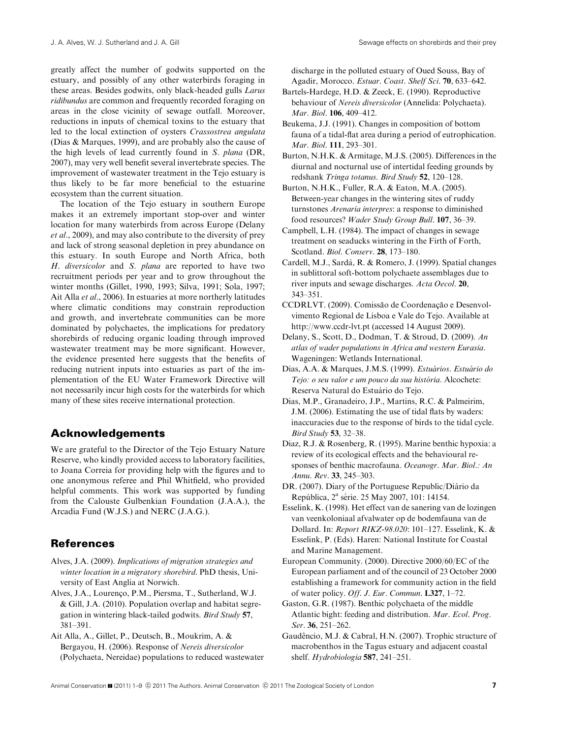greatly affect the number of godwits supported on the estuary, and possibly of any other waterbirds foraging in these areas. Besides godwits, only black-headed gulls *Larus ridibundus* are common and frequently recorded foraging on areas in the close vicinity of sewage outfall. Moreover, reductions in inputs of chemical toxins to the estuary that led to the local extinction of oysters *Crassostrea angulata* (Dias & Marques, 1999), and are probably also the cause of the high levels of lead currently found in *S. plana* (DR, 2007), may very well benefit several invertebrate species. The improvement of wastewater treatment in the Tejo estuary is thus likely to be far more beneficial to the estuarine ecosystem than the current situation.

The location of the Tejo estuary in southern Europe makes it an extremely important stop-over and winter location for many waterbirds from across Europe (Delany *et al*., 2009), and may also contribute to the diversity of prey and lack of strong seasonal depletion in prey abundance on this estuary. In south Europe and North Africa, both *H. diversicolor* and *S. plana* are reported to have two recruitment periods per year and to grow throughout the winter months (Gillet, 1990, 1993; Silva, 1991; Sola, 1997; Ait Alla *et al*., 2006). In estuaries at more northerly latitudes where climatic conditions may constrain reproduction and growth, and invertebrate communities can be more dominated by polychaetes, the implications for predatory shorebirds of reducing organic loading through improved wastewater treatment may be more significant. However, the evidence presented here suggests that the benefits of reducing nutrient inputs into estuaries as part of the implementation of the EU Water Framework Directive will not necessarily incur high costs for the waterbirds for which many of these sites receive international protection.

## Acknowledgements

We are grateful to the Director of the Tejo Estuary Nature Reserve, who kindly provided access to laboratory facilities, to Joana Correia for providing help with the figures and to one anonymous referee and Phil Whitfield, who provided helpful comments. This work was supported by funding from the Calouste Gulbenkian Foundation (J.A.A.), the Arcadia Fund (W.J.S.) and NERC (J.A.G.).

## References

Alves, J.A. (2009). *Implications of migration strategies and winter location in a migratory shorebird*. PhD thesis, University of East Anglia at Norwich.

Alves, J.A., Lourenço, P.M., Piersma, T., Sutherland, W.J. & Gill, J.A. (2010). Population overlap and habitat segregation in wintering black-tailed godwits. *Bird Study* **57**, 381–391.

Ait Alla, A., Gillet, P., Deutsch, B., Moukrim, A. & Bergayou, H. (2006). Response of *Nereis diversicolor* (Polychaeta, Nereidae) populations to reduced wastewater discharge in the polluted estuary of Oued Souss, Bay of Agadir, Morocco. *Estuar. Coast. Shelf Sci*. **70**, 633–642.

Bartels-Hardege, H.D. & Zeeck, E. (1990). Reproductive behaviour of *Nereis diversicolor* (Annelida: Polychaeta). *Mar. Biol*. **106**, 409–412.

Beukema, J.J. (1991). Changes in composition of bottom fauna of a tidal-flat area during a period of eutrophication. *Mar. Biol*. **111**, 293–301.

Burton, N.H.K. & Armitage, M.J.S. (2005). Differences in the diurnal and nocturnal use of intertidal feeding grounds by redshank *Tringa totanus*. *Bird Study* **52**, 120–128.

Burton, N.H.K., Fuller, R.A. & Eaton, M.A. (2005). Between-year changes in the wintering sites of ruddy turnstones *Arenaria interpres*: a response to diminished food resources? *Wader Study Group Bull*. **107**, 36–39.

Campbell, L.H. (1984). The impact of changes in sewage treatment on seaducks wintering in the Firth of Forth, Scotland. *Biol. Conserv*. **28**, 173–180.

Cardell, M.J., Sardà, R. & Romero, J. (1999). Spatial changes in sublittoral soft-bottom polychaete assemblages due to river inputs and sewage discharges. *Acta Oecol*. **20**, 343–351.

CCDRLVT. (2009). Comissão de Coordenação e Desenvolvimento Regional de Lisboa e Vale do Tejo. Available at http://www.ccdr-lvt.pt (accessed 14 August 2009).

Delany, S., Scott, D., Dodman, T. & Stroud, D. (2009). *An atlas of wader populations in Africa and western Eurasia*. Wageningen: Wetlands International.

Dias, A.A. & Marques, J.M.S. (1999). *Estuários. Estuário do Tejo: o seu valor e um pouco da sua história*. Alcochete: Reserva Natural do Estuário do Tejo.

Dias, M.P., Granadeiro, J.P., Martins, R.C. & Palmeirim, J.M. (2006). Estimating the use of tidal flats by waders: inaccuracies due to the response of birds to the tidal cycle. *Bird Study* **53**, 32–38.

Diaz, R.J. & Rosenberg, R. (1995). Marine benthic hypoxia: a review of its ecological effects and the behavioural responses of benthic macrofauna. *Oceanogr. Mar. Biol.: An Annu. Rev*. **33**, 245–303.

DR. (2007). Diary of the Portuguese Republic/Diário da República, 2ª série. 25 May 2007, 101: 14154.

Esselink, K. (1998). Het effect van de sanering van de lozingen van veenkoloniaal afvalwater op de bodemfauna van de Dollard. In: *Report RIKZ-98.020*: 101–127. Esselink, K. & Esselink, P. (Eds). Haren: National Institute for Coastal and Marine Management.

European Community. (2000). Directive 2000/60/EC of the European parliament and of the council of 23 October 2000 establishing a framework for community action in the field of water policy. *Off. J. Eur. Commun*. **L327**, 1–72.

Gaston, G.R. (1987). Benthic polychaeta of the middle Atlantic bight: feeding and distribution. *Mar. Ecol. Prog. Ser*. **36**, 251–262.

Gaudêncio, M.J. & Cabral, H.N. (2007). Trophic structure of macrobenthos in the Tagus estuary and adjacent coastal shelf. *Hydrobiologia* **587**, 241–251.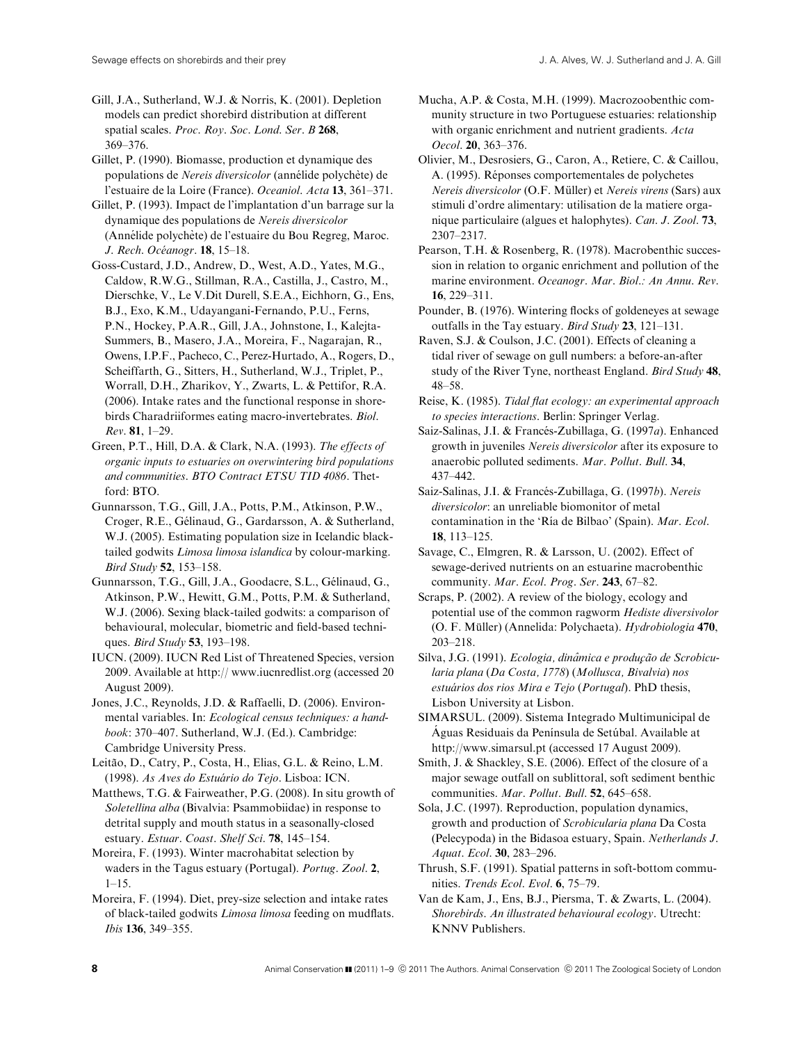Gill, J.A., Sutherland, W.J. & Norris, K. (2001). Depletion models can predict shorebird distribution at different spatial scales. *Proc. Roy. Soc. Lond. Ser. B* **268**, 369–376.

Gillet, P. (1990). Biomasse, production et dynamique des populations de *Nereis diversicolor* (annélide polychète) de l'estuaire de la Loire (France). *Oceaniol. Acta* **13**, 361–371.

Gillet, P. (1993). Impact de l'implantation d'un barrage sur la dynamique des populations de *Nereis diversicolor* (Annélide polychète) de l'estuaire du Bou Regreg, Maroc. *J. Rech. Océanogr.* **18**, 15–18.

Goss-Custard, J.D., Andrew, D., West, A.D., Yates, M.G., Caldow, R.W.G., Stillman, R.A., Castilla, J., Castro, M., Dierschke, V., Le V.Dit Durell, S.E.A., Eichhorn, G., Ens, B.J., Exo, K.M., Udayangani-Fernando, P.U., Ferns, P.N., Hockey, P.A.R., Gill, J.A., Johnstone, I., Kalejta-Summers, B., Masero, J.A., Moreira, F., Nagarajan, R., Owens, I.P.F., Pacheco, C., Perez-Hurtado, A., Rogers, D., Scheiffarth, G., Sitters, H., Sutherland, W.J., Triplet, P., Worrall, D.H., Zharikov, Y., Zwarts, L. & Pettifor, R.A. (2006). Intake rates and the functional response in shorebirds Charadriiformes eating macro-invertebrates. *Biol. Rev.* **81**, 1–29.

Green, P.T., Hill, D.A. & Clark, N.A. (1993). *The effects of organic inputs to estuaries on overwintering bird populations and communities. BTO Contract ETSU TID 4086*. Thetford: BTO.

Gunnarsson, T.G., Gill, J.A., Potts, P.M., Atkinson, P.W., Croger, R.E., Gélinaud, G., Gardarsson, A. & Sutherland, W.J. (2005). Estimating population size in Icelandic black-tailed godwits *Limosa limosa islandica* by colour-marking. *Bird Study* **52**, 153–158.

Gunnarsson, T.G., Gill, J.A., Goodacre, S.L., Gélinaud, G., Atkinson, P.W., Hewitt, G.M., Potts, P.M. & Sutherland, W.J. (2006). Sexing black-tailed godwits: a comparison of behavioural, molecular, biometric and field-based techniques. *Bird Study* **53**, 193–198.

IUCN. (2009). IUCN Red List of Threatened Species, version 2009. Available at http:// www.iucnredlist.org (accessed 20 August 2009).

Jones, J.C., Reynolds, J.D. & Raffaelli, D. (2006). Environmental variables. In: *Ecological census techniques: a handbook*: 370–407. Sutherland, W.J. (Ed.). Cambridge: Cambridge University Press.

Leitão, D., Catry, P., Costa, H., Elias, G.L. & Reino, L.M. (1998). *As Aves do Estuário do Tejo*. Lisboa: ICN.

Matthews, T.G. & Fairweather, P.G. (2008). In situ growth of *Soletellina alba* (Bivalvia: Psammobiidae) in response to detrital supply and mouth status in a seasonally-closed estuary. *Estuar. Coast. Shelf Sci.* **78**, 145–154.

Moreira, F. (1993). Winter macrohabitat selection by waders in the Tagus estuary (Portugal). *Portug. Zool.* **2**, 1–15.

Moreira, F. (1994). Diet, prey-size selection and intake rates of black-tailed godwits *Limosa limosa* feeding on mudflats. *Ibis* **136**, 349–355.

Mucha, A.P. & Costa, M.H. (1999). Macrozoobenthic community structure in two Portuguese estuaries: relationship with organic enrichment and nutrient gradients. *Acta Oecol.* **20**, 363–376.

Olivier, M., Desrosiers, G., Caron, A., Retiere, C. & Caillou, A. (1995). Réponses comportementales de polychetes *Nereis diversicolor* (O.F. Müller) et *Nereis virens* (Sars) aux stimuli d'ordre alimentary: utilisation de la matiere organique particulaire (algues et halophytes). *Can. J. Zool.* **73**, 2307–2317.

Pearson, T.H. & Rosenberg, R. (1978). Macrobenthic succession in relation to organic enrichment and pollution of the marine environment. *Oceanogr. Mar. Biol.: An Annu. Rev.* **16**, 229–311.

Pounder, B. (1976). Wintering flocks of goldeneyes at sewage outfalls in the Tay estuary. *Bird Study* **23**, 121–131.

Raven, S.J. & Coulson, J.C. (2001). Effects of cleaning a tidal river of sewage on gull numbers: a before-an-after study of the River Tyne, northeast England. *Bird Study* **48**, 48–58.

Reise, K. (1985). *Tidal flat ecology: an experimental approach to species interactions*. Berlin: Springer Verlag.

Saiz-Salinas, J.I. & Francés-Zubillaga, G. (1997*a*). Enhanced growth in juveniles *Nereis diversicolor* after its exposure to anaerobic polluted sediments. *Mar. Pollut. Bull.* **34**, 437–442.

Saiz-Salinas, J.I. & Francés-Zubillaga, G. (1997*b*). *Nereis diversicolor*: an unreliable biomonitor of metal contamination in the 'Ría de Bilbao' (Spain). *Mar. Ecol.* **18**, 113–125.

Savage, C., Elmgren, R. & Larsson, U. (2002). Effect of sewage-derived nutrients on an estuarine macrobenthic community. *Mar. Ecol. Prog. Ser.* **243**, 67–82.

Scraps, P. (2002). A review of the biology, ecology and potential use of the common ragworm *Hediste diversivolor* (O. F. Müller) (Annelida: Polychaeta). *Hydrobiologia* **470**, 203–218.

Silva, J.G. (1991). *Ecologia, dinâmica e produção de Scrobicularia plana (Da Costa, 1778) (Mollusca, Bivalvia) nos estuários dos rios Mira e Tejo (Portugal)*. PhD thesis, Lisbon University at Lisbon.

SIMARSUL. (2009). Sistema Integrado Multimunicipal de Águas Residuais da Península de Setúbal. Available at http://www.simarsul.pt (accessed 17 August 2009).

Smith, J. & Shackley, S.E. (2006). Effect of the closure of a major sewage outfall on sublittoral, soft sediment benthic communities. *Mar. Pollut. Bull.* **52**, 645–658.

Sola, J.C. (1997). Reproduction, population dynamics, growth and production of *Scrobicularia plana* Da Costa (Pelecypoda) in the Bidasoa estuary, Spain. *Netherlands J. Aquat. Ecol.* **30**, 283–296.

Thrush, S.F. (1991). Spatial patterns in soft-bottom communities. *Trends Ecol. Evol.* **6**, 75–79.

Van de Kam, J., Ens, B.J., Piersma, T. & Zwarts, L. (2004). *Shorebirds. An illustrated behavioural ecology*. Utrecht: KNNV Publishers.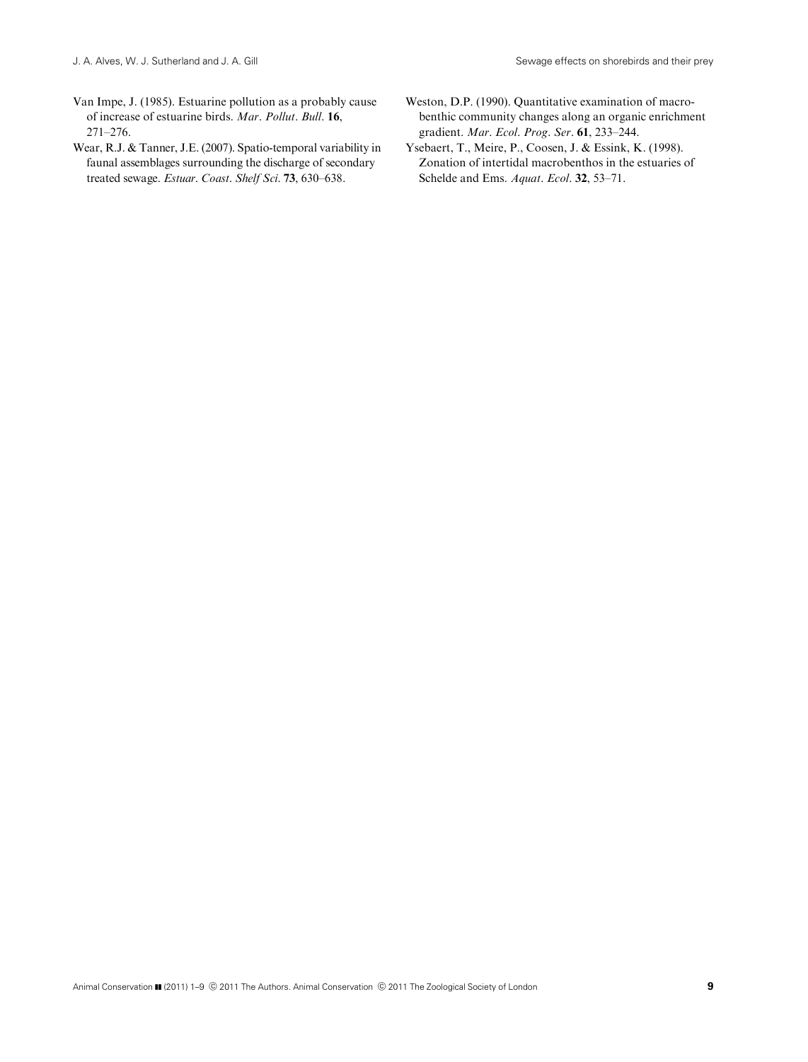Van Impe, J. (1985). Estuarine pollution as a probably cause of increase of estuarine birds. *Mar. Pollut. Bull.* **16**, 271–276.

Wear, R.J. & Tanner, J.E. (2007). Spatio-temporal variability in faunal assemblages surrounding the discharge of secondary treated sewage. *Estuar. Coast. Shelf Sci.* **73**, 630–638.

Weston, D.P. (1990). Quantitative examination of macrobenthic community changes along an organic enrichment gradient. *Mar. Ecol. Prog. Ser.* **61**, 233–244.

Ysebaert, T., Meire, P., Coosen, J. & Essink, K. (1998). Zonation of intertidal macrobenthos in the estuaries of Schelde and Ems. *Aquat. Ecol.* **32**, 53–71.